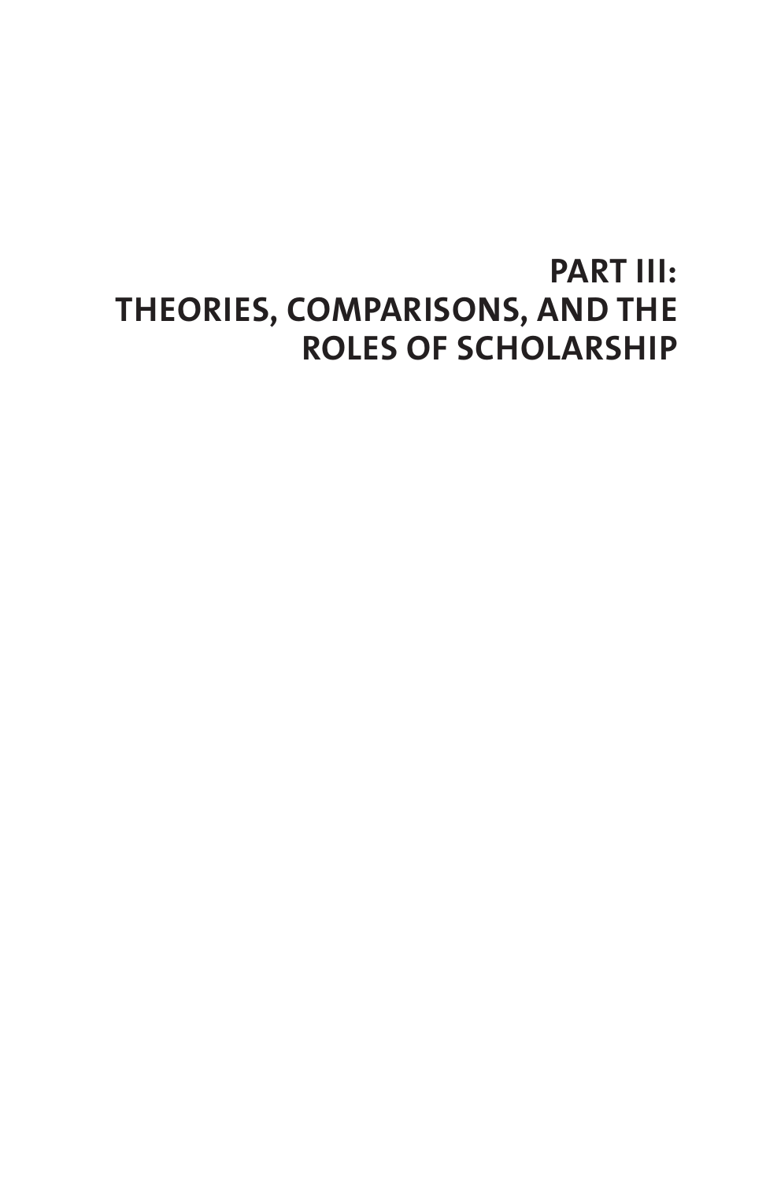# PART III: THEORIES, COMPARISONS, AND THE ROLES OF SCHOLARSHIP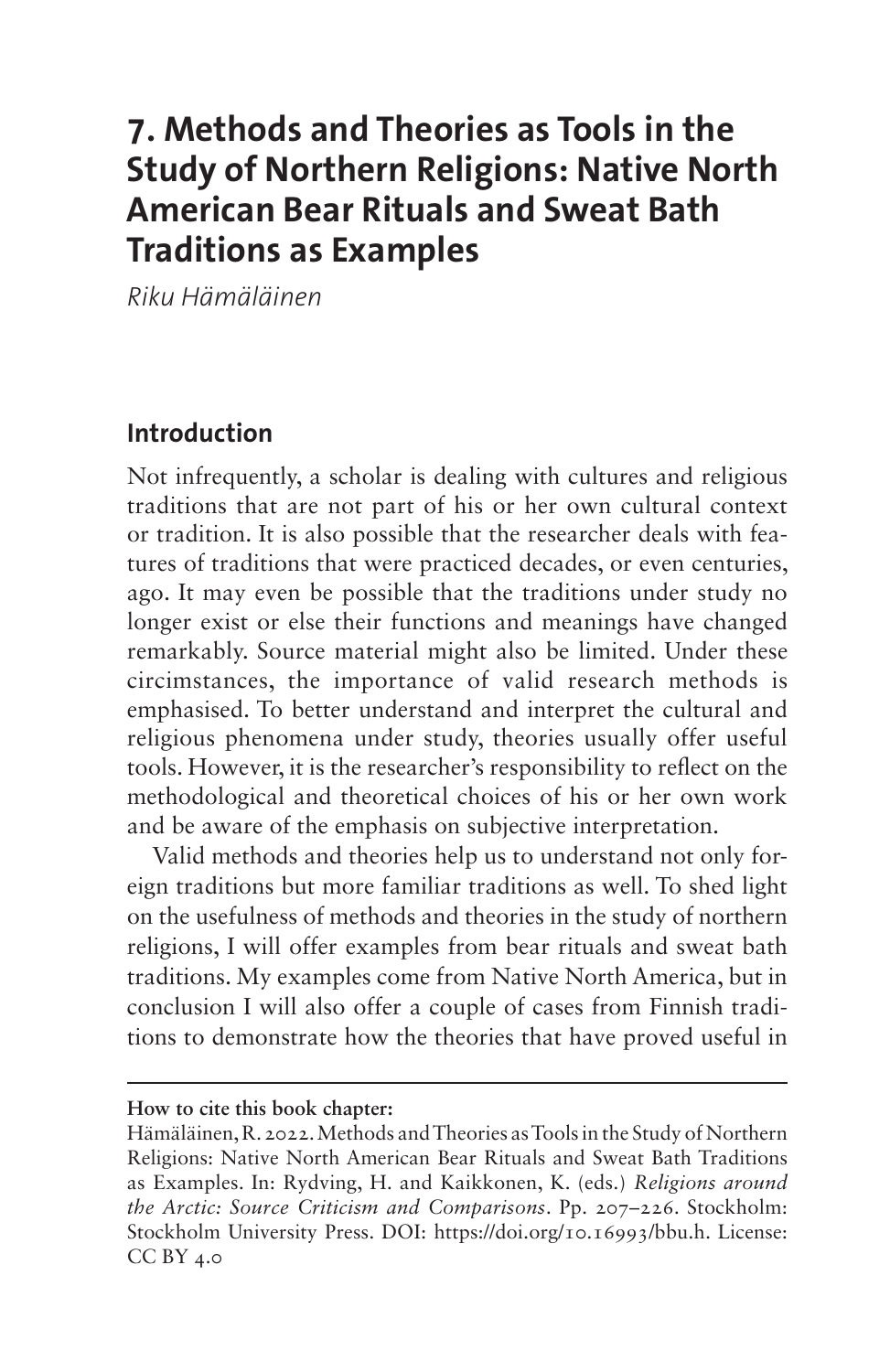# 7. Methods and Theories as Tools in the Study of Northern Religions: Native North American Bear Rituals and Sweat Bath Traditions as Examples

*Riku Hämäläinen*

## Introduction

Not infrequently, a scholar is dealing with cultures and religious traditions that are not part of his or her own cultural context or tradition. It is also possible that the researcher deals with features of traditions that were practiced decades, or even centuries, ago. It may even be possible that the traditions under study no longer exist or else their functions and meanings have changed remarkably. Source material might also be limited. Under these circimstances, the importance of valid research methods is emphasised. To better understand and interpret the cultural and religious phenomena under study, theories usually offer useful tools. However, it is the researcher's responsibility to reflect on the methodological and theoretical choices of his or her own work and be aware of the emphasis on subjective interpretation.

Valid methods and theories help us to understand not only foreign traditions but more familiar traditions as well. To shed light on the usefulness of methods and theories in the study of northern religions, I will offer examples from bear rituals and sweat bath traditions. My examples come from Native North America, but in conclusion I will also offer a couple of cases from Finnish traditions to demonstrate how the theories that have proved useful in

---

**How to cite this book chapter:**

Hämäläinen, R. 2022. Methods and Theories as Tools in the Study of Northern Religions: Native North American Bear Rituals and Sweat Bath Traditions as Examples. In: Rydving, H. and Kaikkonen, K. (eds.) *Religions around the Arctic: Source Criticism and Comparisons*. Pp. 207–226. Stockholm: Stockholm University Press. DOI: https://doi.org/10.16993/bbu.h. License: CC BY 4.0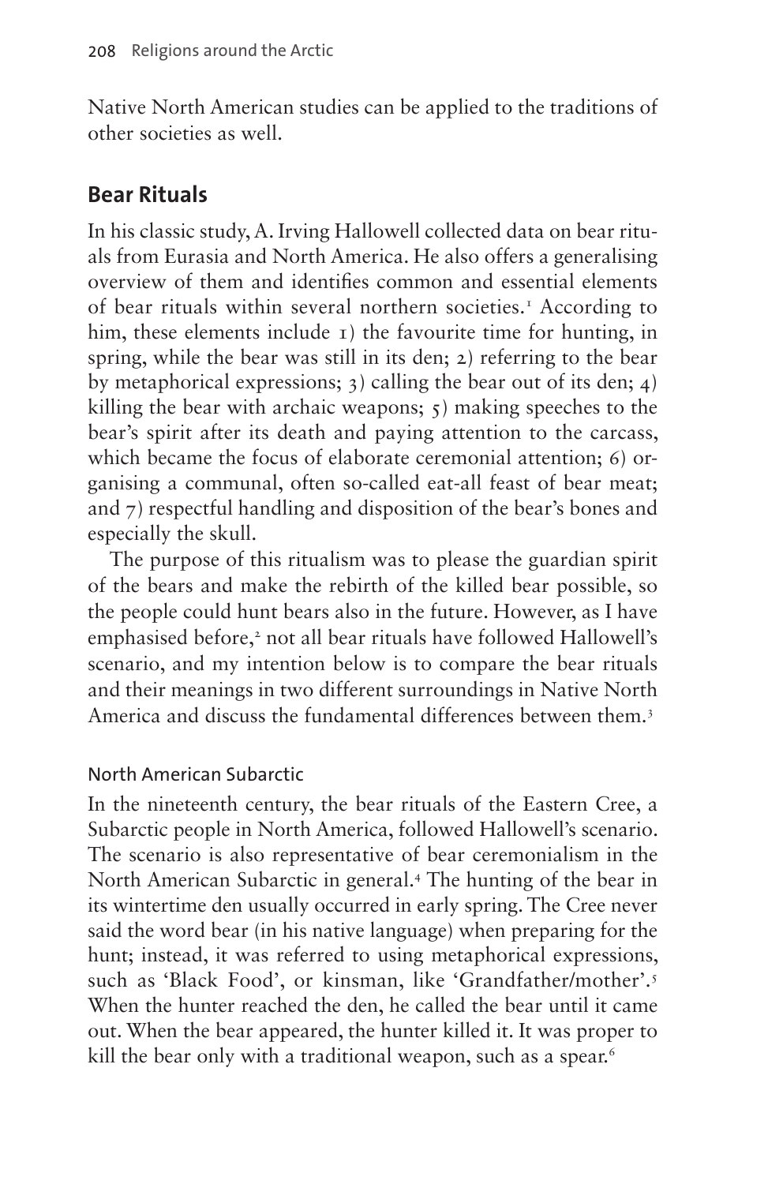Native North American studies can be applied to the traditions of other societies as well.

## Bear Rituals

In his classic study, A. Irving Hallowell collected data on bear rituals from Eurasia and North America. He also offers a generalising overview of them and identifies common and essential elements of bear rituals within several northern societies.[1] According to him, these elements include 1) the favourite time for hunting, in spring, while the bear was still in its den; 2) referring to the bear by metaphorical expressions; 3) calling the bear out of its den; 4) killing the bear with archaic weapons; 5) making speeches to the bear's spirit after its death and paying attention to the carcass, which became the focus of elaborate ceremonial attention; 6) organising a communal, often so-called eat-all feast of bear meat; and 7) respectful handling and disposition of the bear's bones and especially the skull.

The purpose of this ritualism was to please the guardian spirit of the bears and make the rebirth of the killed bear possible, so the people could hunt bears also in the future. However, as I have emphasised before,[2] not all bear rituals have followed Hallowell's scenario, and my intention below is to compare the bear rituals and their meanings in two different surroundings in Native North America and discuss the fundamental differences between them.[3]

### North American Subarctic

In the nineteenth century, the bear rituals of the Eastern Cree, a Subarctic people in North America, followed Hallowell's scenario. The scenario is also representative of bear ceremonialism in the North American Subarctic in general.[4] The hunting of the bear in its wintertime den usually occurred in early spring. The Cree never said the word bear (in his native language) when preparing for the hunt; instead, it was referred to using metaphorical expressions, such as 'Black Food', or kinsman, like 'Grandfather/mother'.[5] When the hunter reached the den, he called the bear until it came out. When the bear appeared, the hunter killed it. It was proper to kill the bear only with a traditional weapon, such as a spear.[6]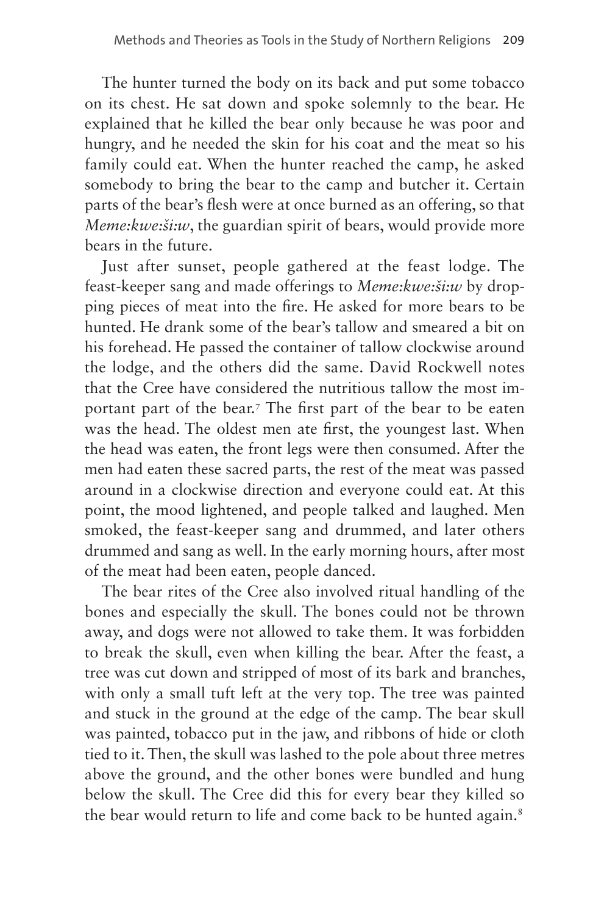The hunter turned the body on its back and put some tobacco on its chest. He sat down and spoke solemnly to the bear. He explained that he killed the bear only because he was poor and hungry, and he needed the skin for his coat and the meat so his family could eat. When the hunter reached the camp, he asked somebody to bring the bear to the camp and butcher it. Certain parts of the bear's flesh were at once burned as an offering, so that *Meme:kwe:ši:w*, the guardian spirit of bears, would provide more bears in the future.

Just after sunset, people gathered at the feast lodge. The feast-keeper sang and made offerings to *Meme:kwe:ši:w* by dropping pieces of meat into the fire. He asked for more bears to be hunted. He drank some of the bear's tallow and smeared a bit on his forehead. He passed the container of tallow clockwise around the lodge, and the others did the same. David Rockwell notes that the Cree have considered the nutritious tallow the most important part of the bear.[7] The first part of the bear to be eaten was the head. The oldest men ate first, the youngest last. When the head was eaten, the front legs were then consumed. After the men had eaten these sacred parts, the rest of the meat was passed around in a clockwise direction and everyone could eat. At this point, the mood lightened, and people talked and laughed. Men smoked, the feast-keeper sang and drummed, and later others drummed and sang as well. In the early morning hours, after most of the meat had been eaten, people danced.

The bear rites of the Cree also involved ritual handling of the bones and especially the skull. The bones could not be thrown away, and dogs were not allowed to take them. It was forbidden to break the skull, even when killing the bear. After the feast, a tree was cut down and stripped of most of its bark and branches, with only a small tuft left at the very top. The tree was painted and stuck in the ground at the edge of the camp. The bear skull was painted, tobacco put in the jaw, and ribbons of hide or cloth tied to it. Then, the skull was lashed to the pole about three metres above the ground, and the other bones were bundled and hung below the skull. The Cree did this for every bear they killed so the bear would return to life and come back to be hunted again.[8]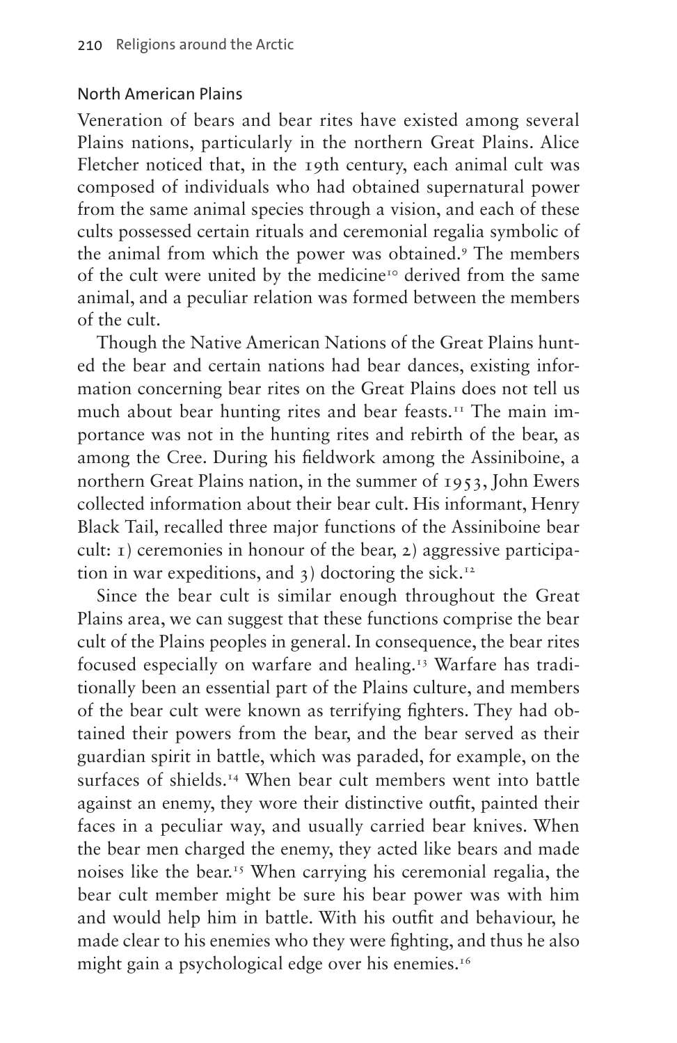## North American Plains

Veneration of bears and bear rites have existed among several Plains nations, particularly in the northern Great Plains. Alice Fletcher noticed that, in the 19th century, each animal cult was composed of individuals who had obtained supernatural power from the same animal species through a vision, and each of these cults possessed certain rituals and ceremonial regalia symbolic of the animal from which the power was obtained.[9] The members of the cult were united by the medicine[10] derived from the same animal, and a peculiar relation was formed between the members of the cult.

Though the Native American Nations of the Great Plains hunted the bear and certain nations had bear dances, existing information concerning bear rites on the Great Plains does not tell us much about bear hunting rites and bear feasts.[11] The main importance was not in the hunting rites and rebirth of the bear, as among the Cree. During his fieldwork among the Assiniboine, a northern Great Plains nation, in the summer of 1953, John Ewers collected information about their bear cult. His informant, Henry Black Tail, recalled three major functions of the Assiniboine bear cult: 1) ceremonies in honour of the bear, 2) aggressive participation in war expeditions, and 3) doctoring the sick.[12]

Since the bear cult is similar enough throughout the Great Plains area, we can suggest that these functions comprise the bear cult of the Plains peoples in general. In consequence, the bear rites focused especially on warfare and healing.[13] Warfare has traditionally been an essential part of the Plains culture, and members of the bear cult were known as terrifying fighters. They had obtained their powers from the bear, and the bear served as their guardian spirit in battle, which was paraded, for example, on the surfaces of shields.[14] When bear cult members went into battle against an enemy, they wore their distinctive outfit, painted their faces in a peculiar way, and usually carried bear knives. When the bear men charged the enemy, they acted like bears and made noises like the bear.[15] When carrying his ceremonial regalia, the bear cult member might be sure his bear power was with him and would help him in battle. With his outfit and behaviour, he made clear to his enemies who they were fighting, and thus he also might gain a psychological edge over his enemies.[16]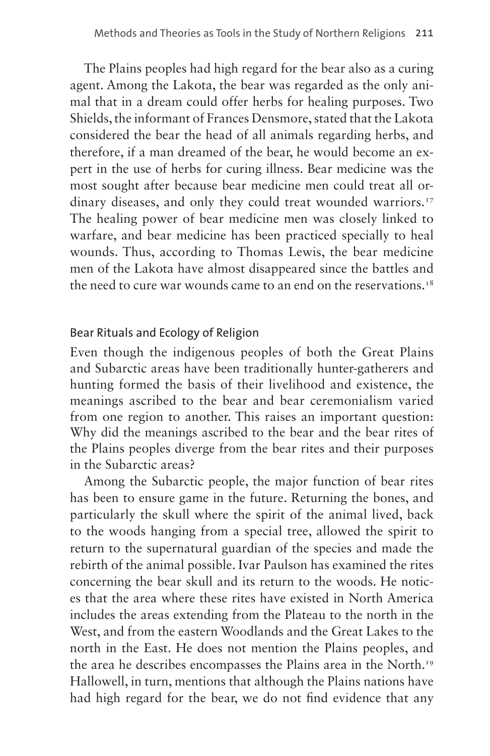The Plains peoples had high regard for the bear also as a curing agent. Among the Lakota, the bear was regarded as the only animal that in a dream could offer herbs for healing purposes. Two Shields, the informant of Frances Densmore, stated that the Lakota considered the bear the head of all animals regarding herbs, and therefore, if a man dreamed of the bear, he would become an expert in the use of herbs for curing illness. Bear medicine was the most sought after because bear medicine men could treat all ordinary diseases, and only they could treat wounded warriors.[17] The healing power of bear medicine men was closely linked to warfare, and bear medicine has been practiced specially to heal wounds. Thus, according to Thomas Lewis, the bear medicine men of the Lakota have almost disappeared since the battles and the need to cure war wounds came to an end on the reservations.[18]

## Bear Rituals and Ecology of Religion

Even though the indigenous peoples of both the Great Plains and Subarctic areas have been traditionally hunter-gatherers and hunting formed the basis of their livelihood and existence, the meanings ascribed to the bear and bear ceremonialism varied from one region to another. This raises an important question: Why did the meanings ascribed to the bear and the bear rites of the Plains peoples diverge from the bear rites and their purposes in the Subarctic areas?

Among the Subarctic people, the major function of bear rites has been to ensure game in the future. Returning the bones, and particularly the skull where the spirit of the animal lived, back to the woods hanging from a special tree, allowed the spirit to return to the supernatural guardian of the species and made the rebirth of the animal possible. Ivar Paulson has examined the rites concerning the bear skull and its return to the woods. He notices that the area where these rites have existed in North America includes the areas extending from the Plateau to the north in the West, and from the eastern Woodlands and the Great Lakes to the north in the East. He does not mention the Plains peoples, and the area he describes encompasses the Plains area in the North.[19] Hallowell, in turn, mentions that although the Plains nations have had high regard for the bear, we do not find evidence that any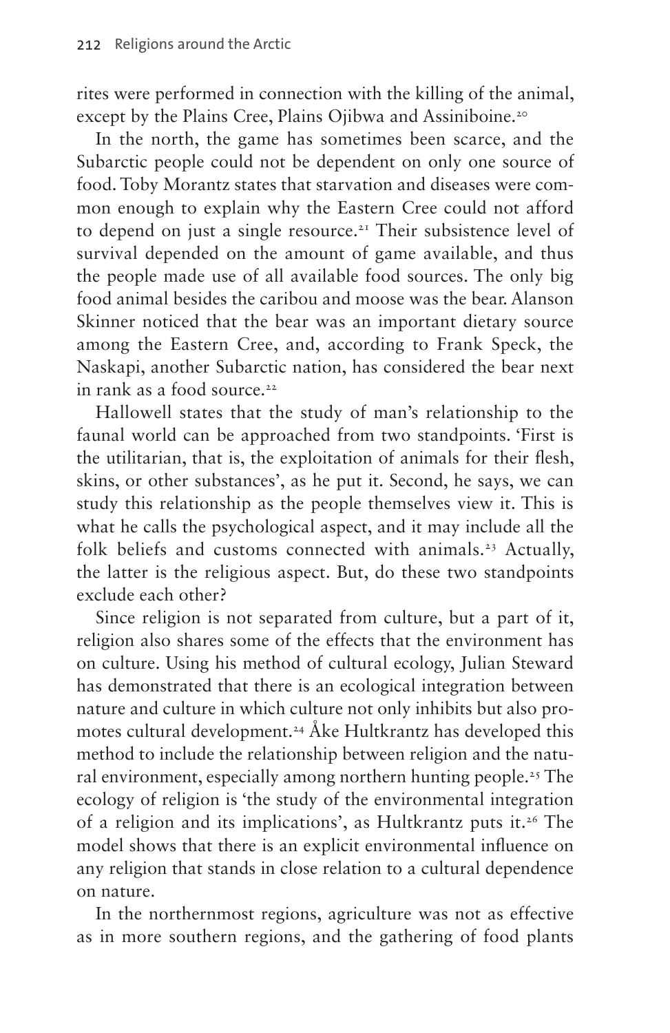rites were performed in connection with the killing of the animal, except by the Plains Cree, Plains Ojibwa and Assiniboine.[20]

In the north, the game has sometimes been scarce, and the Subarctic people could not be dependent on only one source of food. Toby Morantz states that starvation and diseases were common enough to explain why the Eastern Cree could not afford to depend on just a single resource.[21] Their subsistence level of survival depended on the amount of game available, and thus the people made use of all available food sources. The only big food animal besides the caribou and moose was the bear. Alanson Skinner noticed that the bear was an important dietary source among the Eastern Cree, and, according to Frank Speck, the Naskapi, another Subarctic nation, has considered the bear next in rank as a food source.[22]

Hallowell states that the study of man's relationship to the faunal world can be approached from two standpoints. 'First is the utilitarian, that is, the exploitation of animals for their flesh, skins, or other substances', as he put it. Second, he says, we can study this relationship as the people themselves view it. This is what he calls the psychological aspect, and it may include all the folk beliefs and customs connected with animals.[23] Actually, the latter is the religious aspect. But, do these two standpoints exclude each other?

Since religion is not separated from culture, but a part of it, religion also shares some of the effects that the environment has on culture. Using his method of cultural ecology, Julian Steward has demonstrated that there is an ecological integration between nature and culture in which culture not only inhibits but also promotes cultural development.[24] Åke Hultkrantz has developed this method to include the relationship between religion and the natural environment, especially among northern hunting people.[25] The ecology of religion is 'the study of the environmental integration of a religion and its implications', as Hultkrantz puts it.[26] The model shows that there is an explicit environmental influence on any religion that stands in close relation to a cultural dependence on nature.

In the northernmost regions, agriculture was not as effective as in more southern regions, and the gathering of food plants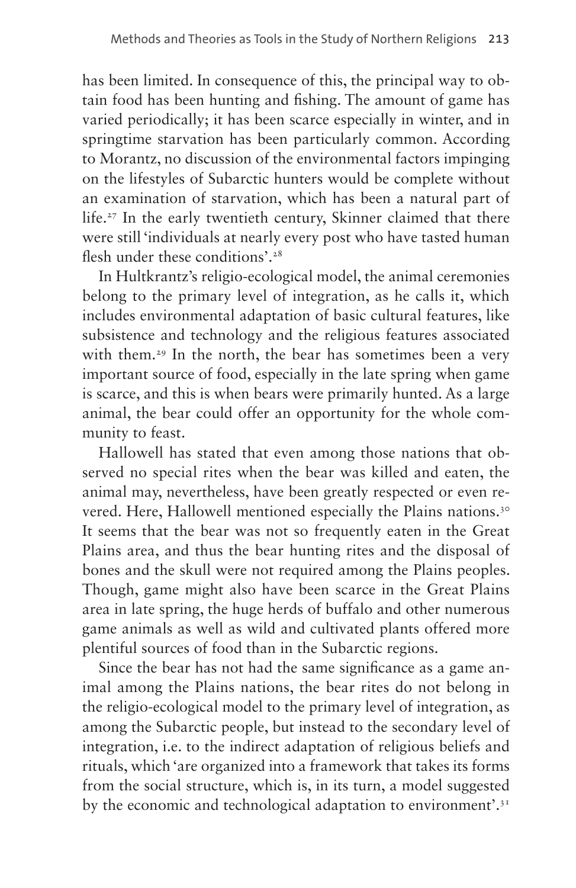has been limited. In consequence of this, the principal way to obtain food has been hunting and fishing. The amount of game has varied periodically; it has been scarce especially in winter, and in springtime starvation has been particularly common. According to Morantz, no discussion of the environmental factors impinging on the lifestyles of Subarctic hunters would be complete without an examination of starvation, which has been a natural part of life.[27] In the early twentieth century, Skinner claimed that there were still 'individuals at nearly every post who have tasted human flesh under these conditions'.[28]

In Hultkrantz's religio-ecological model, the animal ceremonies belong to the primary level of integration, as he calls it, which includes environmental adaptation of basic cultural features, like subsistence and technology and the religious features associated with them.[29] In the north, the bear has sometimes been a very important source of food, especially in the late spring when game is scarce, and this is when bears were primarily hunted. As a large animal, the bear could offer an opportunity for the whole community to feast.

Hallowell has stated that even among those nations that observed no special rites when the bear was killed and eaten, the animal may, nevertheless, have been greatly respected or even revered. Here, Hallowell mentioned especially the Plains nations.[30] It seems that the bear was not so frequently eaten in the Great Plains area, and thus the bear hunting rites and the disposal of bones and the skull were not required among the Plains peoples. Though, game might also have been scarce in the Great Plains area in late spring, the huge herds of buffalo and other numerous game animals as well as wild and cultivated plants offered more plentiful sources of food than in the Subarctic regions.

Since the bear has not had the same significance as a game animal among the Plains nations, the bear rites do not belong in the religio-ecological model to the primary level of integration, as among the Subarctic people, but instead to the secondary level of integration, i.e. to the indirect adaptation of religious beliefs and rituals, which 'are organized into a framework that takes its forms from the social structure, which is, in its turn, a model suggested by the economic and technological adaptation to environment'.[31]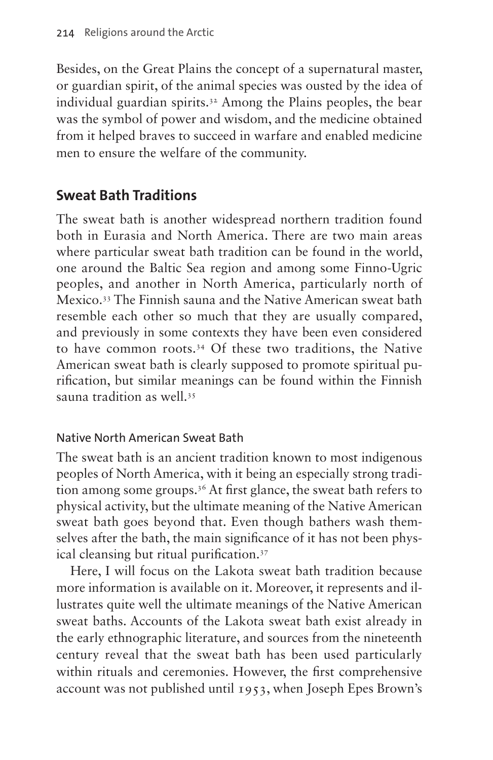Besides, on the Great Plains the concept of a supernatural master, or guardian spirit, of the animal species was ousted by the idea of individual guardian spirits.[32] Among the Plains peoples, the bear was the symbol of power and wisdom, and the medicine obtained from it helped braves to succeed in warfare and enabled medicine men to ensure the welfare of the community.

## Sweat Bath Traditions

The sweat bath is another widespread northern tradition found both in Eurasia and North America. There are two main areas where particular sweat bath tradition can be found in the world, one around the Baltic Sea region and among some Finno-Ugric peoples, and another in North America, particularly north of Mexico.[33] The Finnish sauna and the Native American sweat bath resemble each other so much that they are usually compared, and previously in some contexts they have been even considered to have common roots.[34] Of these two traditions, the Native American sweat bath is clearly supposed to promote spiritual purification, but similar meanings can be found within the Finnish sauna tradition as well.[35]

### Native North American Sweat Bath

The sweat bath is an ancient tradition known to most indigenous peoples of North America, with it being an especially strong tradition among some groups.[36] At first glance, the sweat bath refers to physical activity, but the ultimate meaning of the Native American sweat bath goes beyond that. Even though bathers wash themselves after the bath, the main significance of it has not been physical cleansing but ritual purification.[37]

Here, I will focus on the Lakota sweat bath tradition because more information is available on it. Moreover, it represents and illustrates quite well the ultimate meanings of the Native American sweat baths. Accounts of the Lakota sweat bath exist already in the early ethnographic literature, and sources from the nineteenth century reveal that the sweat bath has been used particularly within rituals and ceremonies. However, the first comprehensive account was not published until 1953, when Joseph Epes Brown's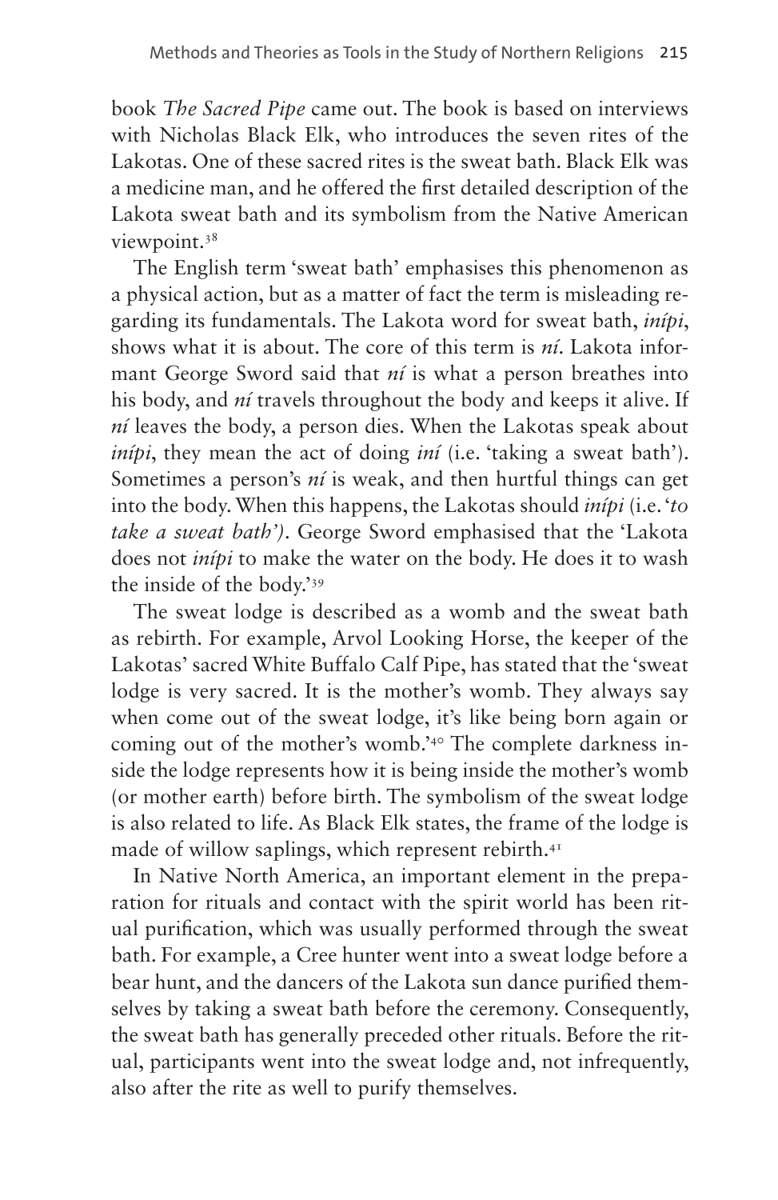book *The Sacred Pipe* came out. The book is based on interviews with Nicholas Black Elk, who introduces the seven rites of the Lakotas. One of these sacred rites is the sweat bath. Black Elk was a medicine man, and he offered the first detailed description of the Lakota sweat bath and its symbolism from the Native American viewpoint.[38]

The English term 'sweat bath' emphasises this phenomenon as a physical action, but as a matter of fact the term is misleading regarding its fundamentals. The Lakota word for sweat bath, *inípi*, shows what it is about. The core of this term is *ní*. Lakota informant George Sword said that *ní* is what a person breathes into his body, and *ní* travels throughout the body and keeps it alive. If *ní* leaves the body, a person dies. When the Lakotas speak about *inípi*, they mean the act of doing *iní* (i.e. 'taking a sweat bath'). Sometimes a person's *ní* is weak, and then hurtful things can get into the body. When this happens, the Lakotas should *inípi* (i.e. '*to take a sweat bath')*. George Sword emphasised that the 'Lakota does not *inípi* to make the water on the body. He does it to wash the inside of the body.'[39]

The sweat lodge is described as a womb and the sweat bath as rebirth. For example, Arvol Looking Horse, the keeper of the Lakotas' sacred White Buffalo Calf Pipe, has stated that the 'sweat lodge is very sacred. It is the mother's womb. They always say when come out of the sweat lodge, it's like being born again or coming out of the mother's womb.'[40] The complete darkness inside the lodge represents how it is being inside the mother's womb (or mother earth) before birth. The symbolism of the sweat lodge is also related to life. As Black Elk states, the frame of the lodge is made of willow saplings, which represent rebirth.[41]

In Native North America, an important element in the preparation for rituals and contact with the spirit world has been ritual purification, which was usually performed through the sweat bath. For example, a Cree hunter went into a sweat lodge before a bear hunt, and the dancers of the Lakota sun dance purified themselves by taking a sweat bath before the ceremony. Consequently, the sweat bath has generally preceded other rituals. Before the ritual, participants went into the sweat lodge and, not infrequently, also after the rite as well to purify themselves.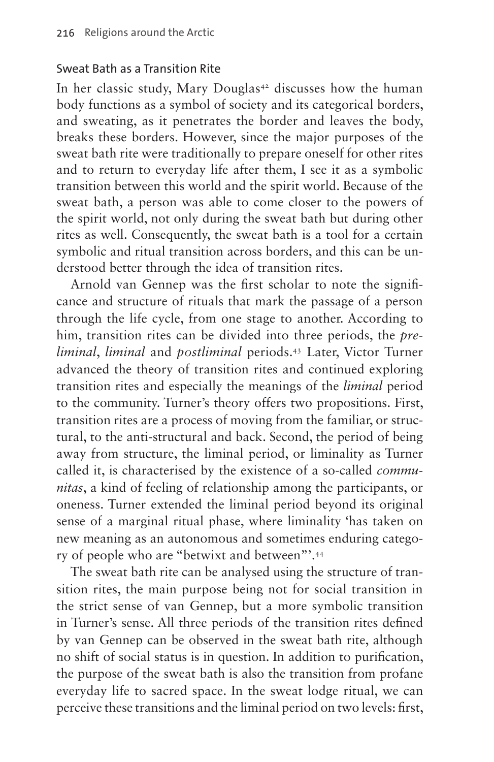## Sweat Bath as a Transition Rite

In her classic study, Mary Douglas[42] discusses how the human body functions as a symbol of society and its categorical borders, and sweating, as it penetrates the border and leaves the body, breaks these borders. However, since the major purposes of the sweat bath rite were traditionally to prepare oneself for other rites and to return to everyday life after them, I see it as a symbolic transition between this world and the spirit world. Because of the sweat bath, a person was able to come closer to the powers of the spirit world, not only during the sweat bath but during other rites as well. Consequently, the sweat bath is a tool for a certain symbolic and ritual transition across borders, and this can be understood better through the idea of transition rites.

Arnold van Gennep was the first scholar to note the significance and structure of rituals that mark the passage of a person through the life cycle, from one stage to another. According to him, transition rites can be divided into three periods, the *preliminal*, *liminal* and *postliminal* periods.[43] Later, Victor Turner advanced the theory of transition rites and continued exploring transition rites and especially the meanings of the *liminal* period to the community. Turner's theory offers two propositions. First, transition rites are a process of moving from the familiar, or structural, to the anti-structural and back. Second, the period of being away from structure, the liminal period, or liminality as Turner called it, is characterised by the existence of a so-called *communitas*, a kind of feeling of relationship among the participants, or oneness. Turner extended the liminal period beyond its original sense of a marginal ritual phase, where liminality 'has taken on new meaning as an autonomous and sometimes enduring category of people who are "betwixt and between"'.[44]

The sweat bath rite can be analysed using the structure of transition rites, the main purpose being not for social transition in the strict sense of van Gennep, but a more symbolic transition in Turner's sense. All three periods of the transition rites defined by van Gennep can be observed in the sweat bath rite, although no shift of social status is in question. In addition to purification, the purpose of the sweat bath is also the transition from profane everyday life to sacred space. In the sweat lodge ritual, we can perceive these transitions and the liminal period on two levels: first,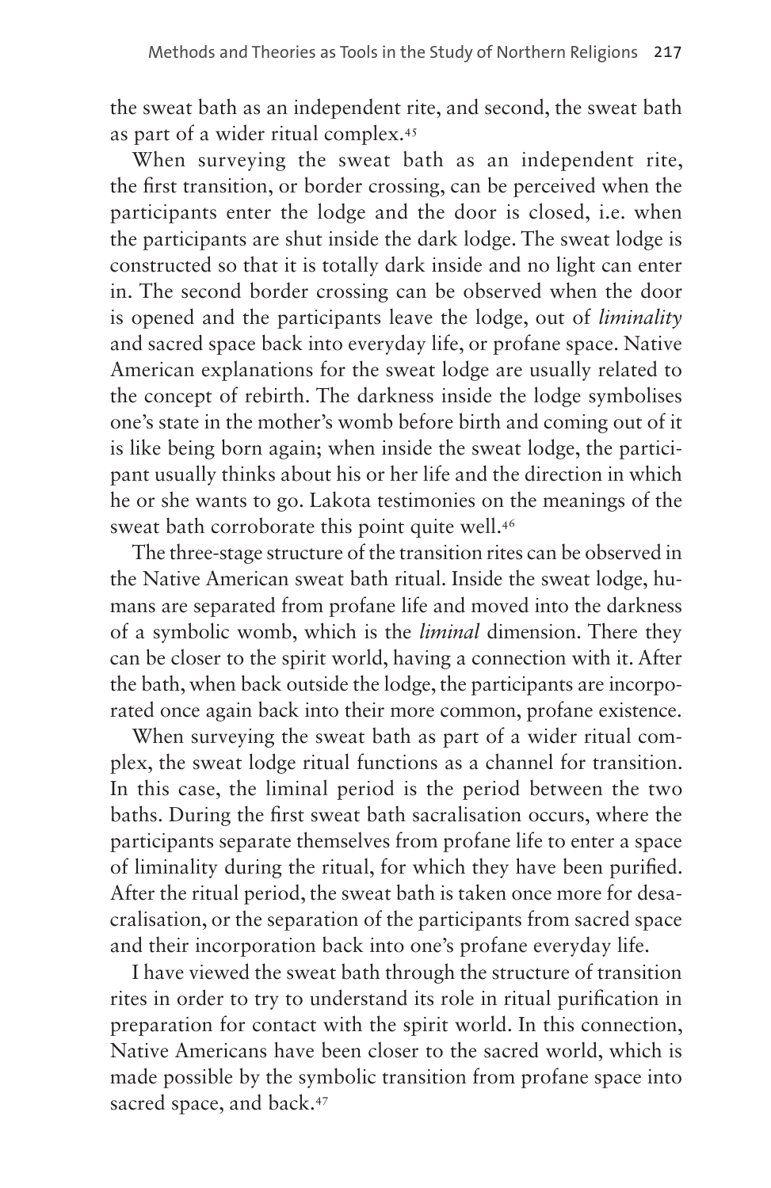the sweat bath as an independent rite, and second, the sweat bath as part of a wider ritual complex.[45]

When surveying the sweat bath as an independent rite, the first transition, or border crossing, can be perceived when the participants enter the lodge and the door is closed, i.e. when the participants are shut inside the dark lodge. The sweat lodge is constructed so that it is totally dark inside and no light can enter in. The second border crossing can be observed when the door is opened and the participants leave the lodge, out of *liminality* and sacred space back into everyday life, or profane space. Native American explanations for the sweat lodge are usually related to the concept of rebirth. The darkness inside the lodge symbolises one's state in the mother's womb before birth and coming out of it is like being born again; when inside the sweat lodge, the participant usually thinks about his or her life and the direction in which he or she wants to go. Lakota testimonies on the meanings of the sweat bath corroborate this point quite well.[46]

The three-stage structure of the transition rites can be observed in the Native American sweat bath ritual. Inside the sweat lodge, humans are separated from profane life and moved into the darkness of a symbolic womb, which is the *liminal* dimension. There they can be closer to the spirit world, having a connection with it. After the bath, when back outside the lodge, the participants are incorporated once again back into their more common, profane existence.

When surveying the sweat bath as part of a wider ritual complex, the sweat lodge ritual functions as a channel for transition. In this case, the liminal period is the period between the two baths. During the first sweat bath sacralisation occurs, where the participants separate themselves from profane life to enter a space of liminality during the ritual, for which they have been purified. After the ritual period, the sweat bath is taken once more for desacralisation, or the separation of the participants from sacred space and their incorporation back into one's profane everyday life.

I have viewed the sweat bath through the structure of transition rites in order to try to understand its role in ritual purification in preparation for contact with the spirit world. In this connection, Native Americans have been closer to the sacred world, which is made possible by the symbolic transition from profane space into sacred space, and back.[47]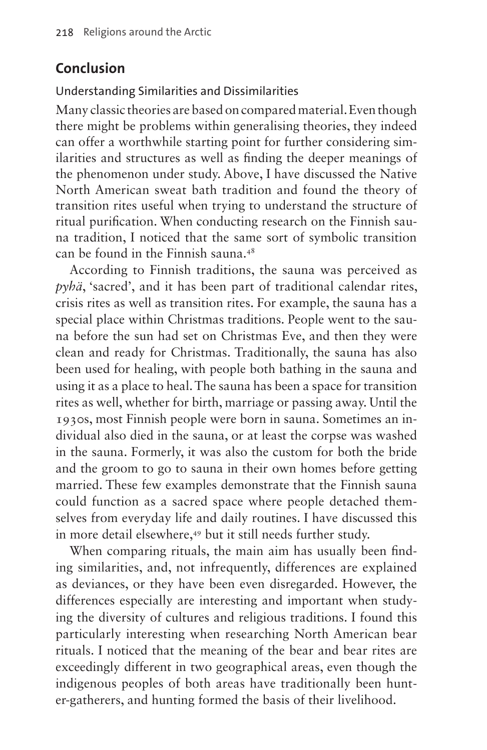## Conclusion

### Understanding Similarities and Dissimilarities

Many classic theories are based on compared material. Even though there might be problems within generalising theories, they indeed can offer a worthwhile starting point for further considering similarities and structures as well as finding the deeper meanings of the phenomenon under study. Above, I have discussed the Native North American sweat bath tradition and found the theory of transition rites useful when trying to understand the structure of ritual purification. When conducting research on the Finnish sauna tradition, I noticed that the same sort of symbolic transition can be found in the Finnish sauna.[48]

According to Finnish traditions, the sauna was perceived as *pyhä*, 'sacred', and it has been part of traditional calendar rites, crisis rites as well as transition rites. For example, the sauna has a special place within Christmas traditions. People went to the sauna before the sun had set on Christmas Eve, and then they were clean and ready for Christmas. Traditionally, the sauna has also been used for healing, with people both bathing in the sauna and using it as a place to heal. The sauna has been a space for transition rites as well, whether for birth, marriage or passing away. Until the 1930s, most Finnish people were born in sauna. Sometimes an individual also died in the sauna, or at least the corpse was washed in the sauna. Formerly, it was also the custom for both the bride and the groom to go to sauna in their own homes before getting married. These few examples demonstrate that the Finnish sauna could function as a sacred space where people detached themselves from everyday life and daily routines. I have discussed this in more detail elsewhere,[49] but it still needs further study.

When comparing rituals, the main aim has usually been finding similarities, and, not infrequently, differences are explained as deviances, or they have been even disregarded. However, the differences especially are interesting and important when studying the diversity of cultures and religious traditions. I found this particularly interesting when researching North American bear rituals. I noticed that the meaning of the bear and bear rites are exceedingly different in two geographical areas, even though the indigenous peoples of both areas have traditionally been hunter-gatherers, and hunting formed the basis of their livelihood.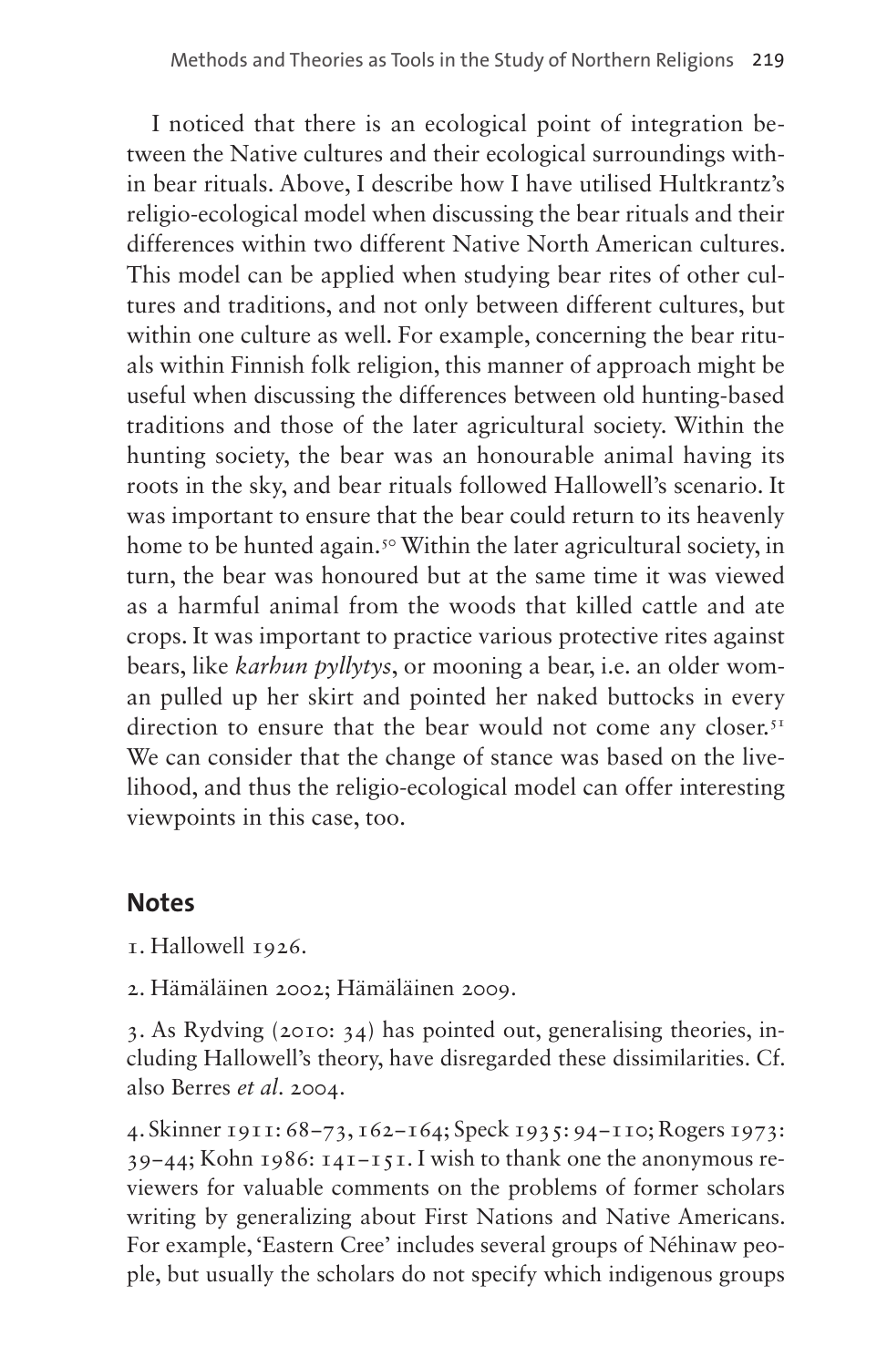I noticed that there is an ecological point of integration between the Native cultures and their ecological surroundings within bear rituals. Above, I describe how I have utilised Hultkrantz's religio-ecological model when discussing the bear rituals and their differences within two different Native North American cultures. This model can be applied when studying bear rites of other cultures and traditions, and not only between different cultures, but within one culture as well. For example, concerning the bear rituals within Finnish folk religion, this manner of approach might be useful when discussing the differences between old hunting-based traditions and those of the later agricultural society. Within the hunting society, the bear was an honourable animal having its roots in the sky, and bear rituals followed Hallowell's scenario. It was important to ensure that the bear could return to its heavenly home to be hunted again.[50] Within the later agricultural society, in turn, the bear was honoured but at the same time it was viewed as a harmful animal from the woods that killed cattle and ate crops. It was important to practice various protective rites against bears, like *karhun pyllytys*, or mooning a bear, i.e. an older woman pulled up her skirt and pointed her naked buttocks in every direction to ensure that the bear would not come any closer.[51] We can consider that the change of stance was based on the livelihood, and thus the religio-ecological model can offer interesting viewpoints in this case, too.

## Notes

1. Hallowell 1926.

2. Hämäläinen 2002; Hämäläinen 2009.

3. As Rydving (2010: 34) has pointed out, generalising theories, including Hallowell's theory, have disregarded these dissimilarities. Cf. also Berres *et al.* 2004.

4. Skinner 1911: 68–73, 162–164; Speck 1935: 94–110; Rogers 1973: 39–44; Kohn 1986: 141–151. I wish to thank one the anonymous reviewers for valuable comments on the problems of former scholars writing by generalizing about First Nations and Native Americans. For example, 'Eastern Cree' includes several groups of Néhinaw people, but usually the scholars do not specify which indigenous groups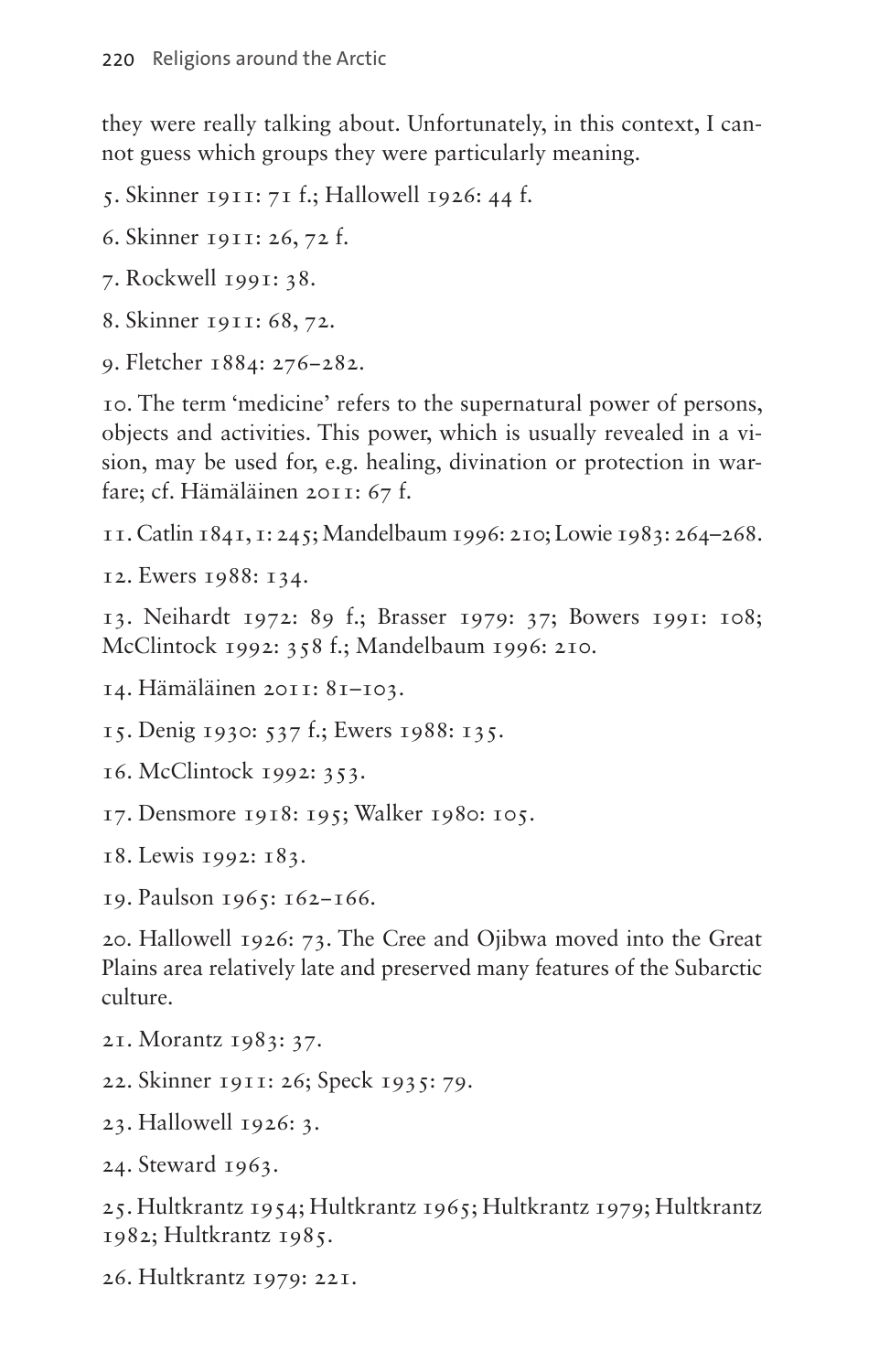they were really talking about. Unfortunately, in this context, I cannot guess which groups they were particularly meaning.

5. Skinner 1911: 71 f.; Hallowell 1926: 44 f.

6. Skinner 1911: 26, 72 f.

7. Rockwell 1991: 38.

8. Skinner 1911: 68, 72.

9. Fletcher 1884: 276–282.

10. The term 'medicine' refers to the supernatural power of persons, objects and activities. This power, which is usually revealed in a vision, may be used for, e.g. healing, divination or protection in warfare; cf. Hämäläinen 2011: 67 f.

11. Catlin 1841, 1: 245; Mandelbaum 1996: 210; Lowie 1983: 264–268.

12. Ewers 1988: 134.

13. Neihardt 1972: 89 f.; Brasser 1979: 37; Bowers 1991: 108; McClintock 1992: 358 f.; Mandelbaum 1996: 210.

14. Hämäläinen 2011: 81–103.

15. Denig 1930: 537 f.; Ewers 1988: 135.

16. McClintock 1992: 353.

17. Densmore 1918: 195; Walker 1980: 105.

18. Lewis 1992: 183.

19. Paulson 1965: 162–166.

20. Hallowell 1926: 73. The Cree and Ojibwa moved into the Great Plains area relatively late and preserved many features of the Subarctic culture.

21. Morantz 1983: 37.

22. Skinner 1911: 26; Speck 1935: 79.

23. Hallowell 1926: 3.

24. Steward 1963.

25. Hultkrantz 1954; Hultkrantz 1965; Hultkrantz 1979; Hultkrantz 1982; Hultkrantz 1985.

26. Hultkrantz 1979: 221.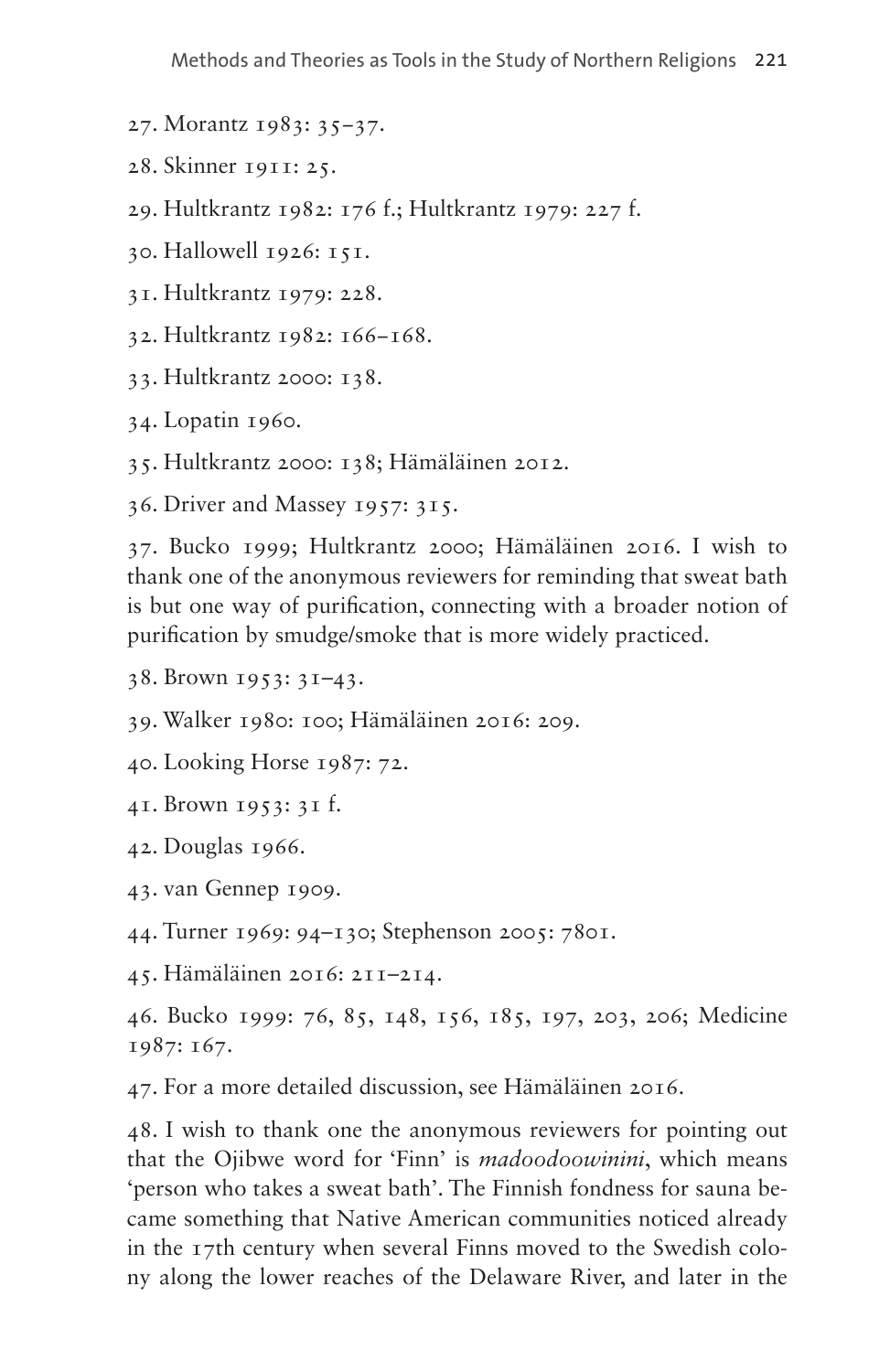27. Morantz 1983: 35–37.

28. Skinner 1911: 25.

29. Hultkrantz 1982: 176 f.; Hultkrantz 1979: 227 f.

30. Hallowell 1926: 151.

31. Hultkrantz 1979: 228.

32. Hultkrantz 1982: 166–168.

33. Hultkrantz 2000: 138.

34. Lopatin 1960.

35. Hultkrantz 2000: 138; Hämäläinen 2012.

36. Driver and Massey 1957: 315.

37. Bucko 1999; Hultkrantz 2000; Hämäläinen 2016. I wish to thank one of the anonymous reviewers for reminding that sweat bath is but one way of purification, connecting with a broader notion of purification by smudge/smoke that is more widely practiced.

38. Brown 1953: 31–43.

39. Walker 1980: 100; Hämäläinen 2016: 209.

40. Looking Horse 1987: 72.

41. Brown 1953: 31 f.

42. Douglas 1966.

43. van Gennep 1909.

44. Turner 1969: 94–130; Stephenson 2005: 7801.

45. Hämäläinen 2016: 211–214.

46. Bucko 1999: 76, 85, 148, 156, 185, 197, 203, 206; Medicine 1987: 167.

47. For a more detailed discussion, see Hämäläinen 2016.

48. I wish to thank one the anonymous reviewers for pointing out that the Ojibwe word for 'Finn' is *madoodoowinini*, which means 'person who takes a sweat bath'. The Finnish fondness for sauna became something that Native American communities noticed already in the 17th century when several Finns moved to the Swedish colony along the lower reaches of the Delaware River, and later in the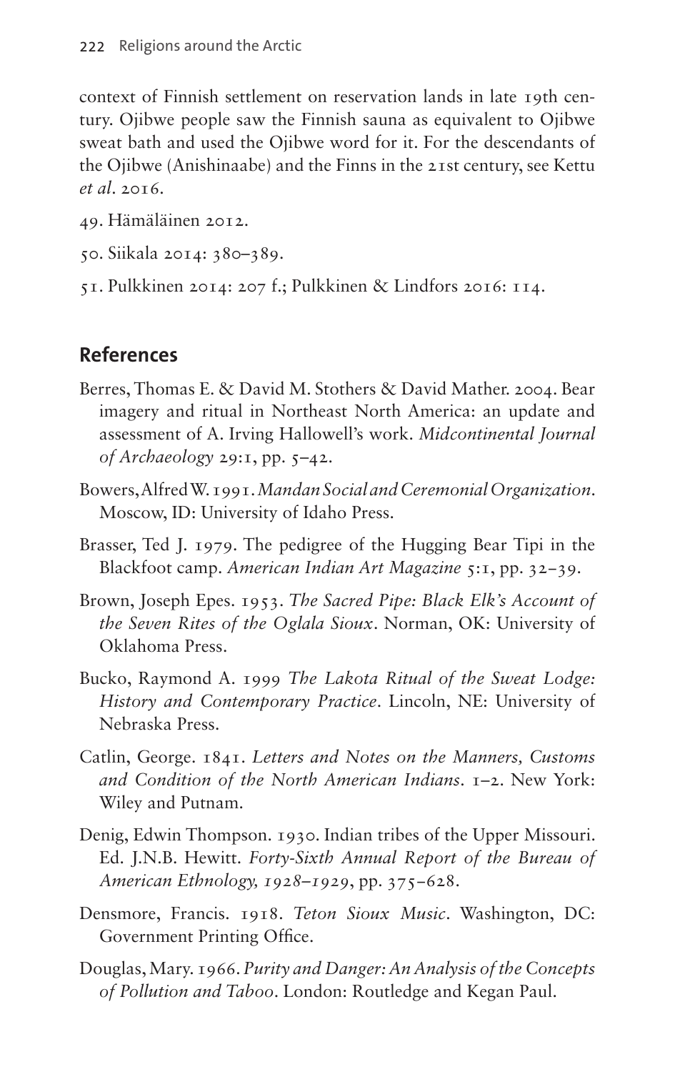context of Finnish settlement on reservation lands in late 19th century. Ojibwe people saw the Finnish sauna as equivalent to Ojibwe sweat bath and used the Ojibwe word for it. For the descendants of the Ojibwe (Anishinaabe) and the Finns in the 21st century, see Kettu *et al*. 2016.

49. Hämäläinen 2012.

50. Siikala 2014: 380–389.

51. Pulkkinen 2014: 207 f.; Pulkkinen & Lindfors 2016: 114.

## References

Berres, Thomas E. & David M. Stothers & David Mather. 2004. Bear imagery and ritual in Northeast North America: an update and assessment of A. Irving Hallowell's work. *Midcontinental Journal of Archaeology* 29:1, pp. 5–42.

Bowers, Alfred W. 1991. *Mandan Social and Ceremonial Organization*. Moscow, ID: University of Idaho Press.

Brasser, Ted J. 1979. The pedigree of the Hugging Bear Tipi in the Blackfoot camp. *American Indian Art Magazine* 5:1, pp. 32–39.

Brown, Joseph Epes. 1953. *The Sacred Pipe: Black Elk's Account of the Seven Rites of the Oglala Sioux*. Norman, OK: University of Oklahoma Press.

Bucko, Raymond A. 1999 *The Lakota Ritual of the Sweat Lodge: History and Contemporary Practice*. Lincoln, NE: University of Nebraska Press.

Catlin, George. 1841. *Letters and Notes on the Manners, Customs and Condition of the North American Indians*. 1–2. New York: Wiley and Putnam.

Denig, Edwin Thompson. 1930. Indian tribes of the Upper Missouri. Ed. J.N.B. Hewitt. *Forty-Sixth Annual Report of the Bureau of American Ethnology, 1928–1929*, pp. 375–628.

Densmore, Francis. 1918. *Teton Sioux Music*. Washington, DC: Government Printing Office.

Douglas, Mary. 1966. *Purity and Danger: An Analysis of the Concepts of Pollution and Taboo*. London: Routledge and Kegan Paul.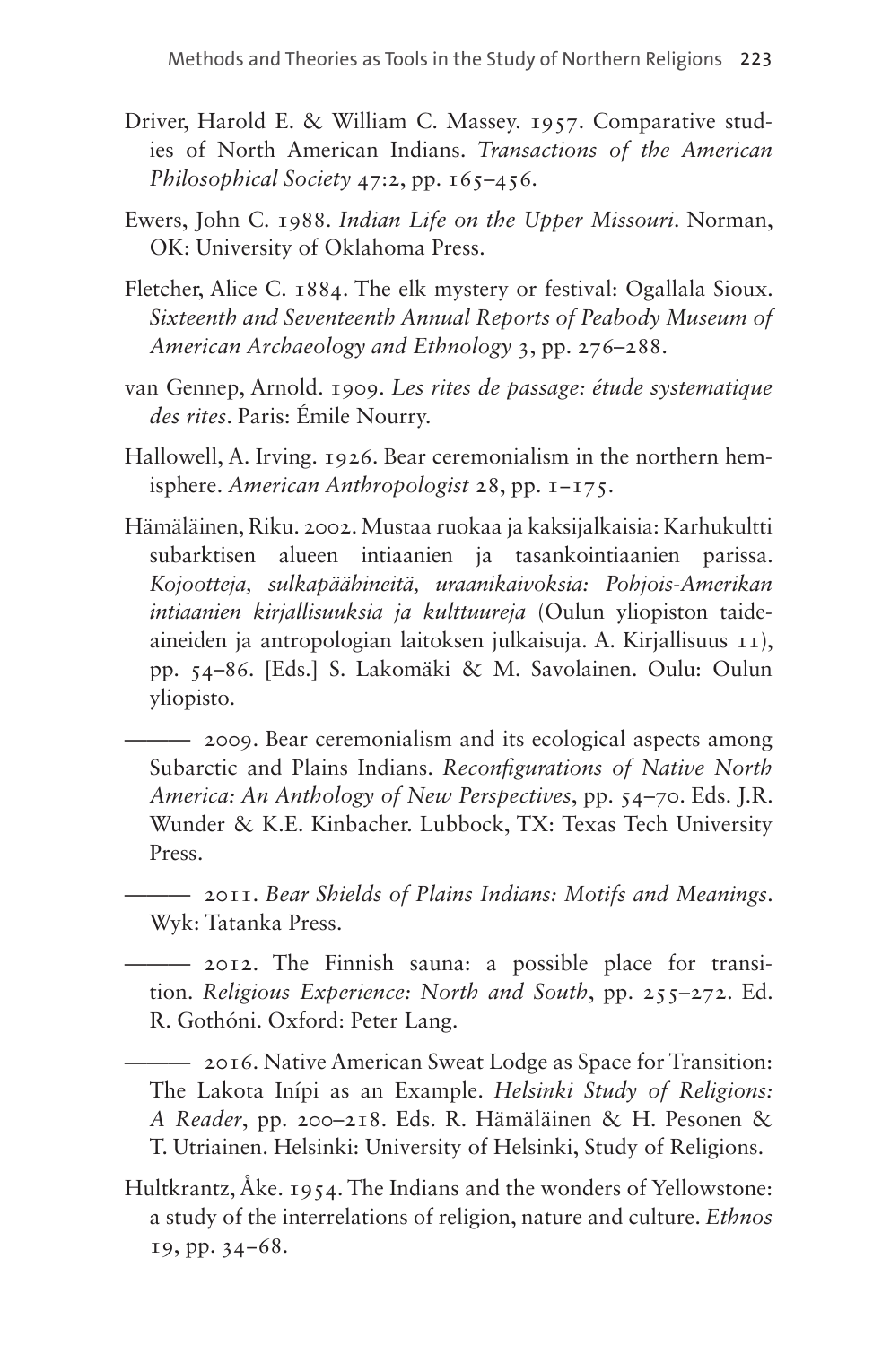Driver, Harold E. & William C. Massey. 1957. Comparative studies of North American Indians. *Transactions of the American Philosophical Society* 47:2, pp. 165–456.

Ewers, John C. 1988. *Indian Life on the Upper Missouri*. Norman, OK: University of Oklahoma Press.

Fletcher, Alice C. 1884. The elk mystery or festival: Ogallala Sioux. *Sixteenth and Seventeenth Annual Reports of Peabody Museum of American Archaeology and Ethnology* 3, pp. 276–288.

van Gennep, Arnold. 1909. *Les rites de passage: étude systematique des rites*. Paris: Émile Nourry.

Hallowell, A. Irving. 1926. Bear ceremonialism in the northern hemisphere. *American Anthropologist* 28, pp. 1–175.

Hämäläinen, Riku. 2002. Mustaa ruokaa ja kaksijalkaisia: Karhukultti subarktisen alueen intiaanien ja tasankointiaanien parissa. *Kojootteja, sulkapäähineitä, uraanikaivoksia: Pohjois-Amerikan intiaanien kirjallisuuksia ja kulttuureja* (Oulun yliopiston taideaineiden ja antropologian laitoksen julkaisuja. A. Kirjallisuus 11), pp. 54–86. [Eds.] S. Lakomäki & M. Savolainen. Oulu: Oulun yliopisto.

——— 2009. Bear ceremonialism and its ecological aspects among Subarctic and Plains Indians. *Reconfigurations of Native North America: An Anthology of New Perspectives*, pp. 54–70. Eds. J.R. Wunder & K.E. Kinbacher. Lubbock, TX: Texas Tech University Press.

——— 2011. *Bear Shields of Plains Indians: Motifs and Meanings*. Wyk: Tatanka Press.

——— 2012. The Finnish sauna: a possible place for transition. *Religious Experience: North and South*, pp. 255–272. Ed. R. Gothóni. Oxford: Peter Lang.

——— 2016. Native American Sweat Lodge as Space for Transition: The Lakota Inípi as an Example. *Helsinki Study of Religions: A Reader*, pp. 200–218. Eds. R. Hämäläinen & H. Pesonen & T. Utriainen. Helsinki: University of Helsinki, Study of Religions.

Hultkrantz, Åke. 1954. The Indians and the wonders of Yellowstone: a study of the interrelations of religion, nature and culture. *Ethnos* 19, pp. 34–68.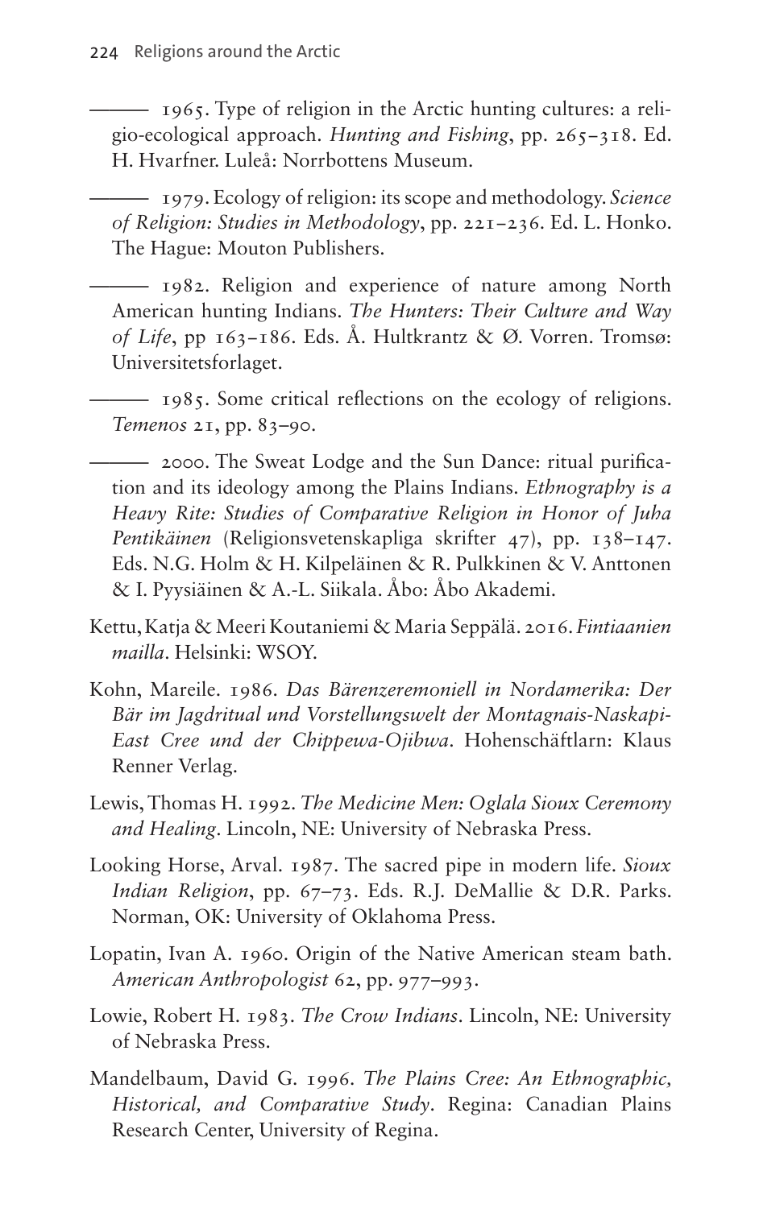——— 1965. Type of religion in the Arctic hunting cultures: a religio-ecological approach. *Hunting and Fishing*, pp. 265–318. Ed. H. Hvarfner. Luleå: Norrbottens Museum.

——— 1979. Ecology of religion: its scope and methodology. *Science of Religion: Studies in Methodology*, pp. 221–236. Ed. L. Honko. The Hague: Mouton Publishers.

——— 1982. Religion and experience of nature among North American hunting Indians. *The Hunters: Their Culture and Way of Life*, pp 163–186. Eds. Å. Hultkrantz & Ø. Vorren. Tromsø: Universitetsforlaget.

——— 1985. Some critical reflections on the ecology of religions. *Temenos* 21, pp. 83–90.

——— 2000. The Sweat Lodge and the Sun Dance: ritual purification and its ideology among the Plains Indians. *Ethnography is a Heavy Rite: Studies of Comparative Religion in Honor of Juha Pentikäinen* (Religionsvetenskapliga skrifter 47), pp. 138–147. Eds. N.G. Holm & H. Kilpeläinen & R. Pulkkinen & V. Anttonen & I. Pyysiäinen & A.-L. Siikala. Åbo: Åbo Akademi.

Kettu, Katja & Meeri Koutaniemi & Maria Seppälä. 2016. *Fintiaanien mailla*. Helsinki: WSOY.

Kohn, Mareile. 1986. *Das Bärenzeremoniell in Nordamerika: Der Bär im Jagdritual und Vorstellungswelt der Montagnais-Naskapi-East Cree und der Chippewa-Ojibwa*. Hohenschäftlarn: Klaus Renner Verlag.

Lewis, Thomas H. 1992. *The Medicine Men: Oglala Sioux Ceremony and Healing*. Lincoln, NE: University of Nebraska Press.

Looking Horse, Arval. 1987. The sacred pipe in modern life. *Sioux Indian Religion*, pp. 67–73. Eds. R.J. DeMallie & D.R. Parks. Norman, OK: University of Oklahoma Press.

Lopatin, Ivan A. 1960. Origin of the Native American steam bath. *American Anthropologist* 62, pp. 977–993.

Lowie, Robert H. 1983. *The Crow Indians*. Lincoln, NE: University of Nebraska Press.

Mandelbaum, David G. 1996. *The Plains Cree: An Ethnographic, Historical, and Comparative Study*. Regina: Canadian Plains Research Center, University of Regina.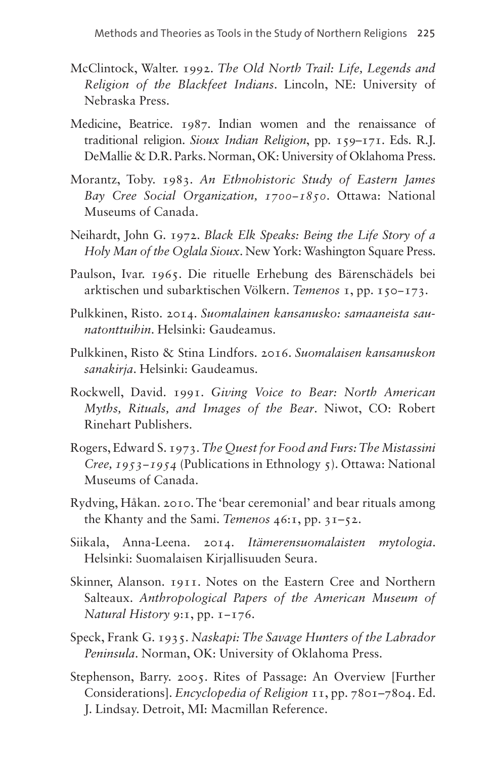McClintock, Walter. 1992. *The Old North Trail: Life, Legends and Religion of the Blackfeet Indians*. Lincoln, NE: University of Nebraska Press.

Medicine, Beatrice. 1987. Indian women and the renaissance of traditional religion. *Sioux Indian Religion*, pp. 159–171. Eds. R.J. DeMallie & D.R. Parks. Norman, OK: University of Oklahoma Press.

Morantz, Toby. 1983. *An Ethnohistoric Study of Eastern James Bay Cree Social Organization, 1700–1850*. Ottawa: National Museums of Canada.

Neihardt, John G. 1972. *Black Elk Speaks: Being the Life Story of a Holy Man of the Oglala Sioux*. New York: Washington Square Press.

Paulson, Ivar. 1965. Die rituelle Erhebung des Bärenschädels bei arktischen und subarktischen Völkern. *Temenos* 1, pp. 150–173.

Pulkkinen, Risto. 2014. *Suomalainen kansanusko: samaaneista saunatonttuihin*. Helsinki: Gaudeamus.

Pulkkinen, Risto & Stina Lindfors. 2016. *Suomalaisen kansanuskon sanakirja*. Helsinki: Gaudeamus.

Rockwell, David. 1991. *Giving Voice to Bear: North American Myths, Rituals, and Images of the Bear*. Niwot, CO: Robert Rinehart Publishers.

Rogers, Edward S. 1973. *The Quest for Food and Furs: The Mistassini Cree, 1953–1954* (Publications in Ethnology 5). Ottawa: National Museums of Canada.

Rydving, Håkan. 2010. The 'bear ceremonial' and bear rituals among the Khanty and the Sami. *Temenos* 46:1, pp. 31–52.

Siikala, Anna-Leena. 2014. *Itämerensuomalaisten mytologia*. Helsinki: Suomalaisen Kirjallisuuden Seura.

Skinner, Alanson. 1911. Notes on the Eastern Cree and Northern Salteaux. *Anthropological Papers of the American Museum of Natural History* 9:1, pp. 1–176.

Speck, Frank G. 1935. *Naskapi: The Savage Hunters of the Labrador Peninsula*. Norman, OK: University of Oklahoma Press.

Stephenson, Barry. 2005. Rites of Passage: An Overview [Further Considerations]. *Encyclopedia of Religion* 11, pp. 7801–7804. Ed. J. Lindsay. Detroit, MI: Macmillan Reference.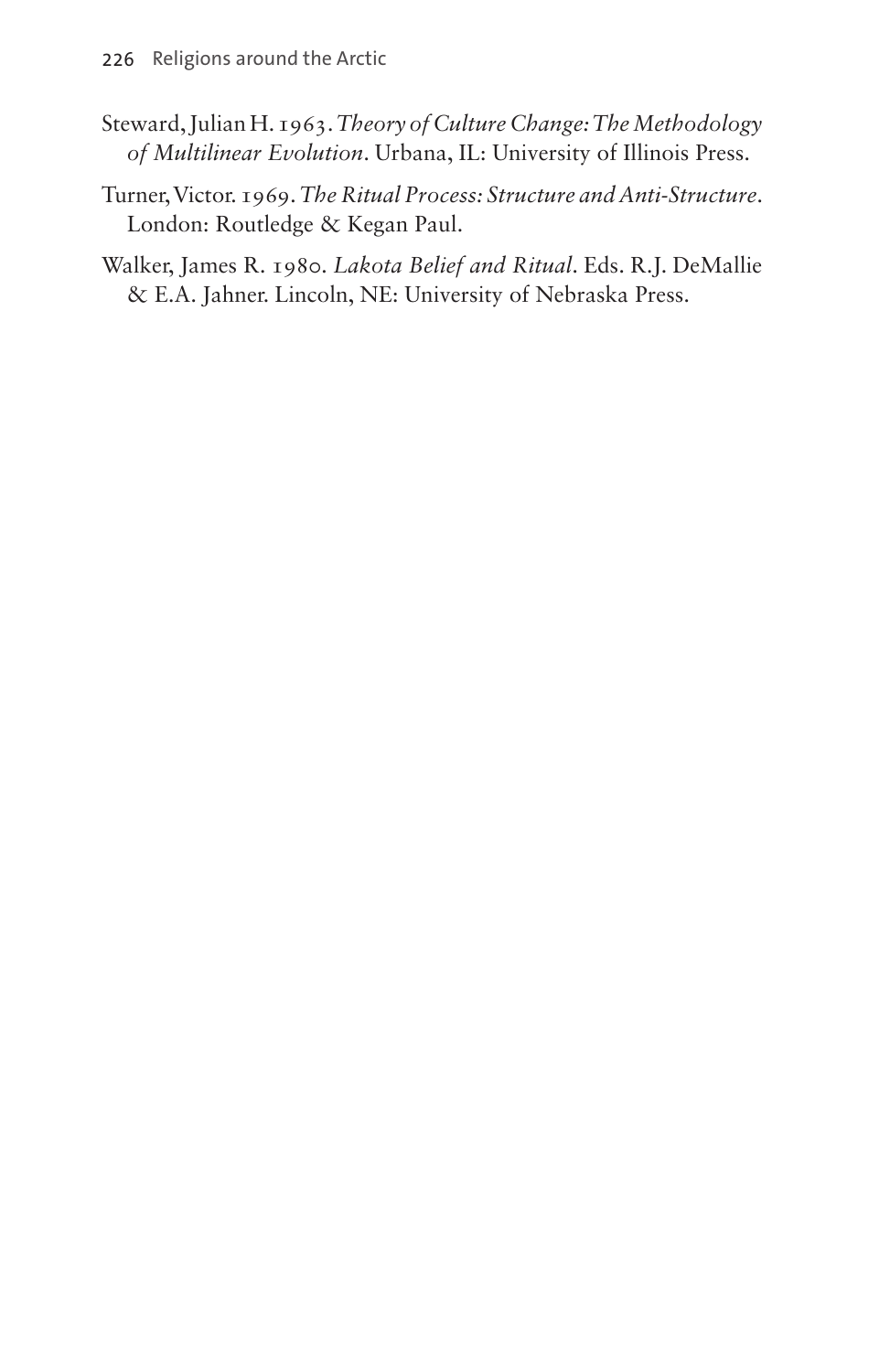Steward, Julian H. 1963. *Theory of Culture Change: The Methodology of Multilinear Evolution*. Urbana, IL: University of Illinois Press.

Turner, Victor. 1969. *The Ritual Process: Structure and Anti-Structure*. London: Routledge & Kegan Paul.

Walker, James R. 1980. *Lakota Belief and Ritual*. Eds. R.J. DeMallie & E.A. Jahner. Lincoln, NE: University of Nebraska Press.